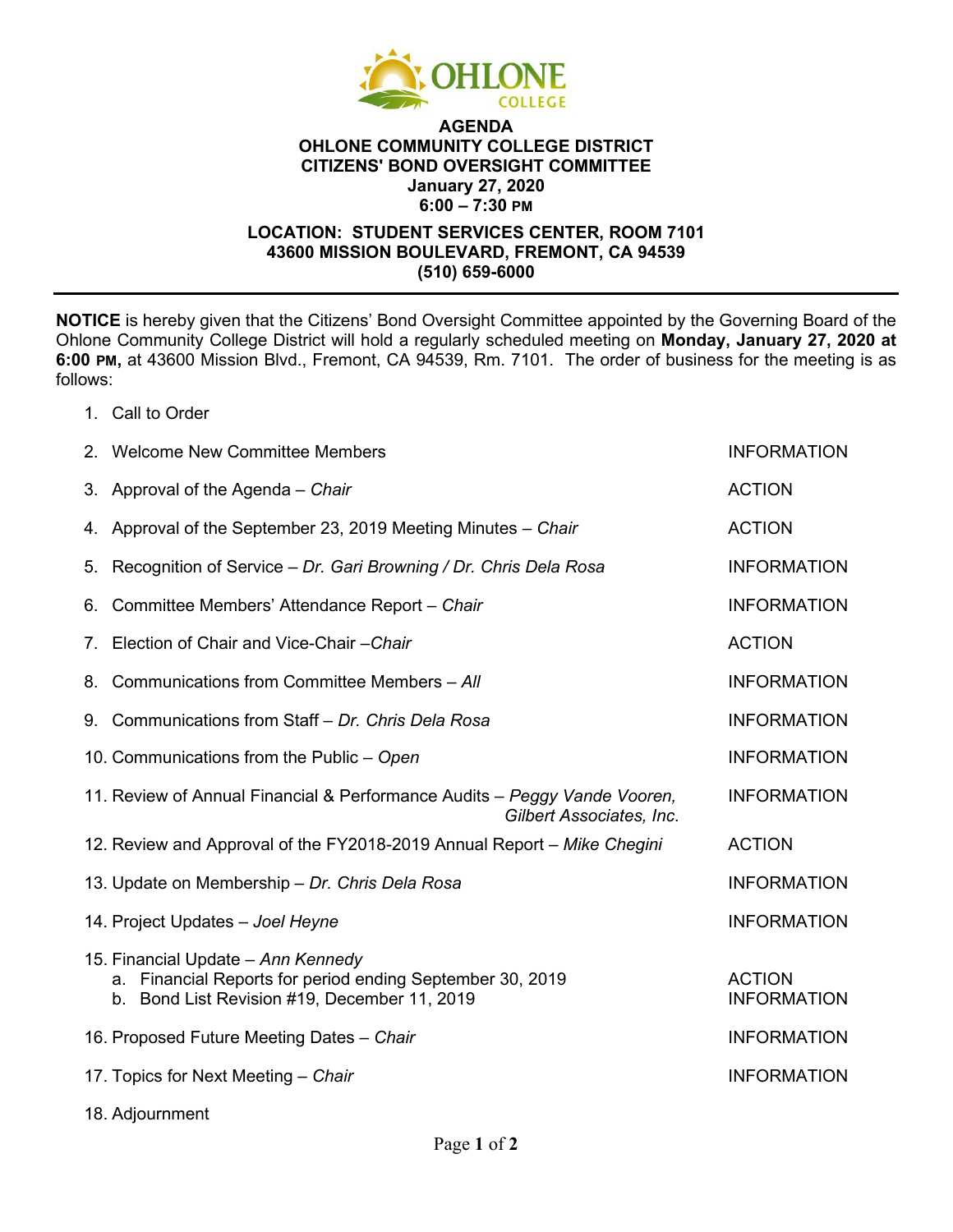# AGENDA
## OHLONE COMMUNITY COLLEGE DISTRICT
## CITIZENS' BOND OVERSIGHT COMMITTEE
**January 27, 2020**
**6:00 – 7:30 PM**

**LOCATION: STUDENT SERVICES CENTER, ROOM 7101**
**43600 MISSION BOULEVARD, FREMONT, CA 94539**
**(510) 659-6000**

---

**NOTICE** is hereby given that the Citizens' Bond Oversight Committee appointed by the Governing Board of the Ohlone Community College District will hold a regularly scheduled meeting on **Monday, January 27, 2020 at 6:00 PM,** at 43600 Mission Blvd., Fremont, CA 94539, Rm. 7101. The order of business for the meeting is as follows:

| | |
|---|---|
| 1. Call to Order | |
| 2. Welcome New Committee Members | INFORMATION |
| 3. Approval of the Agenda – *Chair* | ACTION |
| 4. Approval of the September 23, 2019 Meeting Minutes – *Chair* | ACTION |
| 5. Recognition of Service – *Dr. Gari Browning / Dr. Chris Dela Rosa* | INFORMATION |
| 6. Committee Members' Attendance Report – *Chair* | INFORMATION |
| 7. Election of Chair and Vice-Chair –*Chair* | ACTION |
| 8. Communications from Committee Members – *All* | INFORMATION |
| 9. Communications from Staff – *Dr. Chris Dela Rosa* | INFORMATION |
| 10. Communications from the Public – *Open* | INFORMATION |
| 11. Review of Annual Financial & Performance Audits – *Peggy Vande Vooren, Gilbert Associates, Inc.* | INFORMATION |
| 12. Review and Approval of the FY2018-2019 Annual Report – *Mike Chegini* | ACTION |
| 13. Update on Membership – *Dr. Chris Dela Rosa* | INFORMATION |
| 14. Project Updates – *Joel Heyne* | INFORMATION |
| 15. Financial Update – *Ann Kennedy* | |
| a. Financial Reports for period ending September 30, 2019 | ACTION |
| b. Bond List Revision #19, December 11, 2019 | INFORMATION |
| 16. Proposed Future Meeting Dates – *Chair* | INFORMATION |
| 17. Topics for Next Meeting – *Chair* | INFORMATION |
| 18. Adjournment | |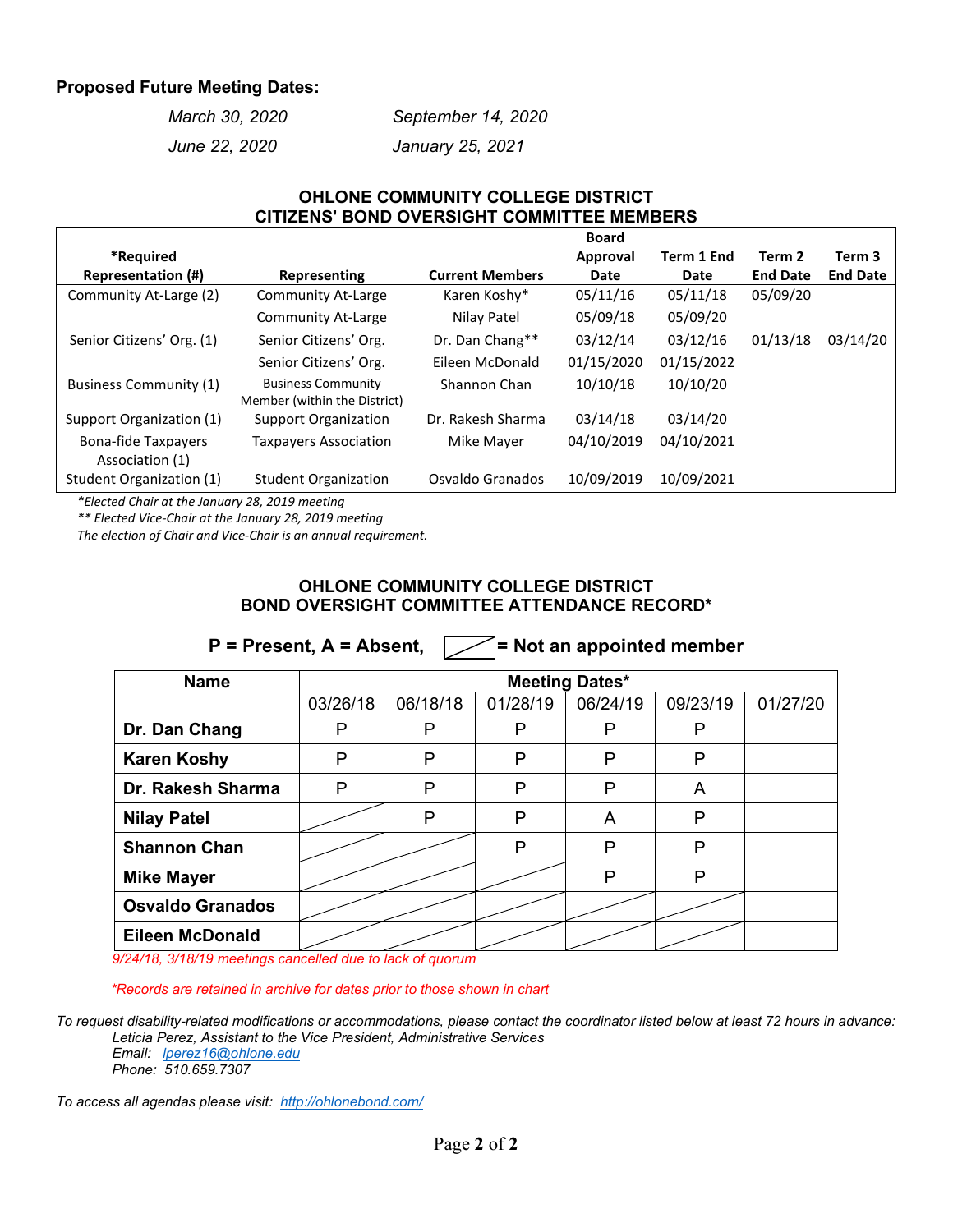**Proposed Future Meeting Dates:**

*March 30, 2020* *September 14, 2020*

*June 22, 2020* *January 25, 2021*

### OHLONE COMMUNITY COLLEGE DISTRICT
### CITIZENS' BOND OVERSIGHT COMMITTEE MEMBERS

| *Required Representation (#) | Representing | Current Members | Board Approval Date | Term 1 End Date | Term 2 End Date | Term 3 End Date |
|---|---|---|---|---|---|---|
| Community At-Large (2) | Community At-Large | Karen Koshy* | 05/11/16 | 05/11/18 | 05/09/20 | |
| | Community At-Large | Nilay Patel | 05/09/18 | 05/09/20 | | |
| Senior Citizens' Org. (1) | Senior Citizens' Org. | Dr. Dan Chang** | 03/12/14 | 03/12/16 | 01/13/18 | 03/14/20 |
| | Senior Citizens' Org. | Eileen McDonald | 01/15/2020 | 01/15/2022 | | |
| Business Community (1) | Business Community Member (within the District) | Shannon Chan | 10/10/18 | 10/10/20 | | |
| Support Organization (1) | Support Organization | Dr. Rakesh Sharma | 03/14/18 | 03/14/20 | | |
| Bona-fide Taxpayers Association (1) | Taxpayers Association | Mike Mayer | 04/10/2019 | 04/10/2021 | | |
| Student Organization (1) | Student Organization | Osvaldo Granados | 10/09/2019 | 10/09/2021 | | |

*\*Elected Chair at the January 28, 2019 meeting*
*\*\* Elected Vice-Chair at the January 28, 2019 meeting*
*The election of Chair and Vice-Chair is an annual requirement.*

### OHLONE COMMUNITY COLLEGE DISTRICT
### BOND OVERSIGHT COMMITTEE ATTENDANCE RECORD*

**P = Present, A = Absent, [/] = Not an appointed member**

| Name | Meeting Dates* | | | | | |
|---|---|---|---|---|---|---|
| | 03/26/18 | 06/18/18 | 01/28/19 | 06/24/19 | 09/23/19 | 01/27/20 |
| **Dr. Dan Chang** | P | P | P | P | P | |
| **Karen Koshy** | P | P | P | P | P | |
| **Dr. Rakesh Sharma** | P | P | P | P | A | |
| **Nilay Patel** | / | P | P | A | P | |
| **Shannon Chan** | / | / | P | P | P | |
| **Mike Mayer** | / | / | / | P | P | |
| **Osvaldo Granados** | / | / | / | / | / | |
| **Eileen McDonald** | / | / | / | / | / | |

*9/24/18, 3/18/19 meetings cancelled due to lack of quorum*

*\*Records are retained in archive for dates prior to those shown in chart*

*To request disability-related modifications or accommodations, please contact the coordinator listed below at least 72 hours in advance:*
*Leticia Perez, Assistant to the Vice President, Administrative Services*
*Email: lperez16@ohlone.edu*
*Phone: 510.659.7307*

*To access all agendas please visit: http://ohlonebond.com/*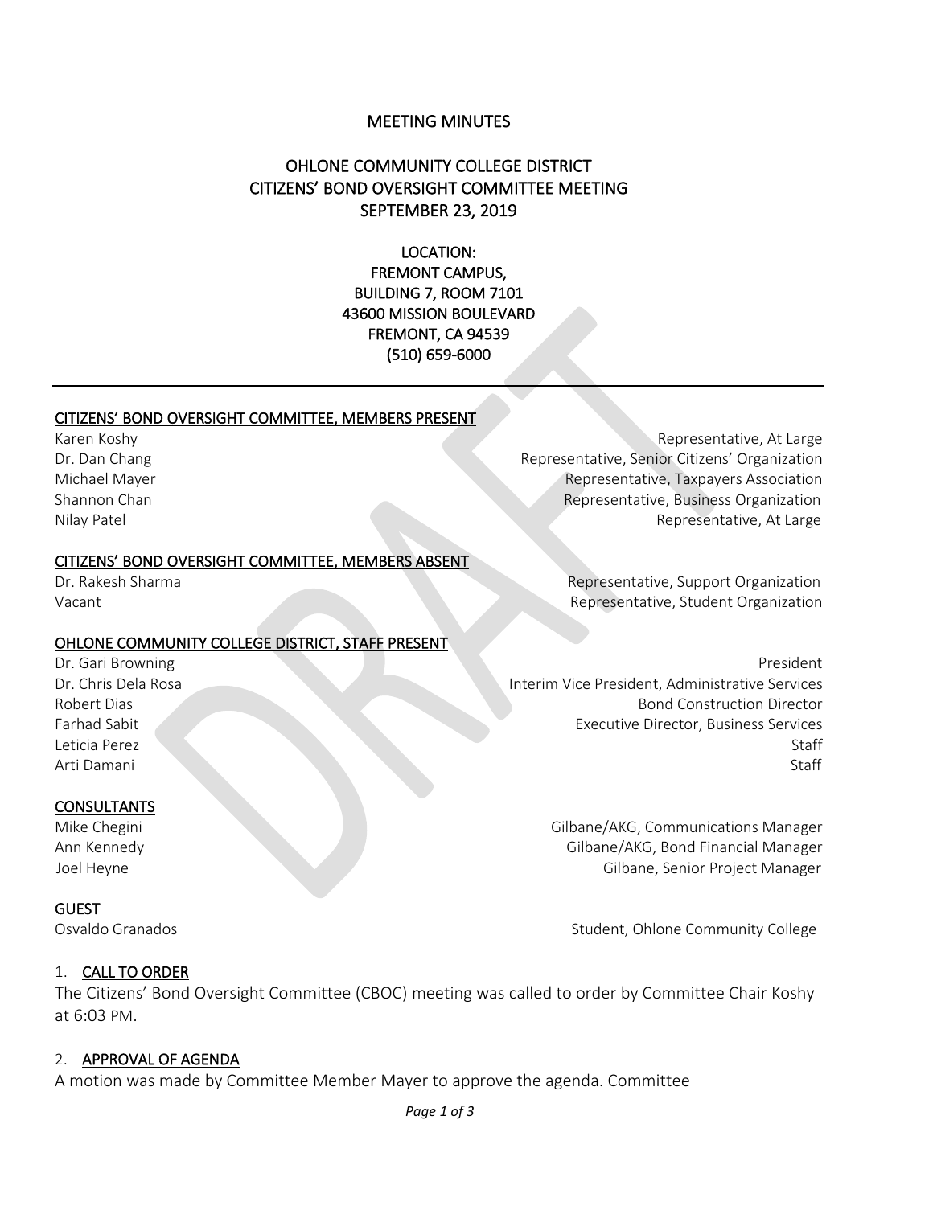# MEETING MINUTES

## OHLONE COMMUNITY COLLEGE DISTRICT
## CITIZENS' BOND OVERSIGHT COMMITTEE MEETING
## SEPTEMBER 23, 2019

LOCATION:
FREMONT CAMPUS,
BUILDING 7, ROOM 7101
43600 MISSION BOULEVARD
FREMONT, CA 94539
(510) 659-6000

---

### CITIZENS' BOND OVERSIGHT COMMITTEE, MEMBERS PRESENT

| | |
|---|---|
| Karen Koshy | Representative, At Large |
| Dr. Dan Chang | Representative, Senior Citizens' Organization |
| Michael Mayer | Representative, Taxpayers Association |
| Shannon Chan | Representative, Business Organization |
| Nilay Patel | Representative, At Large |

### CITIZENS' BOND OVERSIGHT COMMITTEE, MEMBERS ABSENT

| | |
|---|---|
| Dr. Rakesh Sharma | Representative, Support Organization |
| Vacant | Representative, Student Organization |

### OHLONE COMMUNITY COLLEGE DISTRICT, STAFF PRESENT

| | |
|---|---|
| Dr. Gari Browning | President |
| Dr. Chris Dela Rosa | Interim Vice President, Administrative Services |
| Robert Dias | Bond Construction Director |
| Farhad Sabit | Executive Director, Business Services |
| Leticia Perez | Staff |
| Arti Damani | Staff |

### CONSULTANTS

| | |
|---|---|
| Mike Chegini | Gilbane/AKG, Communications Manager |
| Ann Kennedy | Gilbane/AKG, Bond Financial Manager |
| Joel Heyne | Gilbane, Senior Project Manager |

### GUEST

| | |
|---|---|
| Osvaldo Granados | Student, Ohlone Community College |

### 1. CALL TO ORDER

The Citizens' Bond Oversight Committee (CBOC) meeting was called to order by Committee Chair Koshy at 6:03 PM.

### 2. APPROVAL OF AGENDA

A motion was made by Committee Member Mayer to approve the agenda. Committee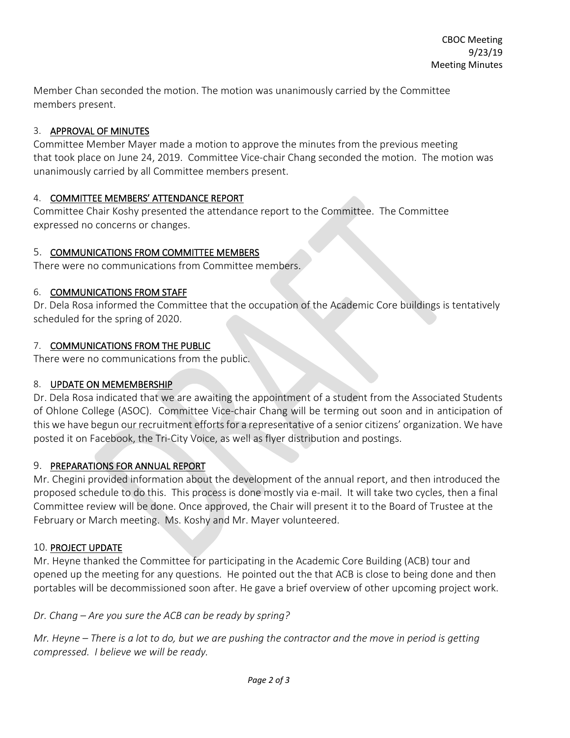Member Chan seconded the motion. The motion was unanimously carried by the Committee members present.

## 3. APPROVAL OF MINUTES

Committee Member Mayer made a motion to approve the minutes from the previous meeting that took place on June 24, 2019. Committee Vice-chair Chang seconded the motion. The motion was unanimously carried by all Committee members present.

## 4. COMMITTEE MEMBERS' ATTENDANCE REPORT

Committee Chair Koshy presented the attendance report to the Committee. The Committee expressed no concerns or changes.

## 5. COMMUNICATIONS FROM COMMITTEE MEMBERS

There were no communications from Committee members.

## 6. COMMUNICATIONS FROM STAFF

Dr. Dela Rosa informed the Committee that the occupation of the Academic Core buildings is tentatively scheduled for the spring of 2020.

## 7. COMMUNICATIONS FROM THE PUBLIC

There were no communications from the public.

## 8. UPDATE ON MEMEMBERSHIP

Dr. Dela Rosa indicated that we are awaiting the appointment of a student from the Associated Students of Ohlone College (ASOC). Committee Vice-chair Chang will be terming out soon and in anticipation of this we have begun our recruitment efforts for a representative of a senior citizens' organization. We have posted it on Facebook, the Tri-City Voice, as well as flyer distribution and postings.

## 9. PREPARATIONS FOR ANNUAL REPORT

Mr. Chegini provided information about the development of the annual report, and then introduced the proposed schedule to do this. This process is done mostly via e-mail. It will take two cycles, then a final Committee review will be done. Once approved, the Chair will present it to the Board of Trustee at the February or March meeting. Ms. Koshy and Mr. Mayer volunteered.

## 10. PROJECT UPDATE

Mr. Heyne thanked the Committee for participating in the Academic Core Building (ACB) tour and opened up the meeting for any questions. He pointed out the that ACB is close to being done and then portables will be decommissioned soon after. He gave a brief overview of other upcoming project work.

*Dr. Chang – Are you sure the ACB can be ready by spring?*

*Mr. Heyne – There is a lot to do, but we are pushing the contractor and the move in period is getting compressed. I believe we will be ready.*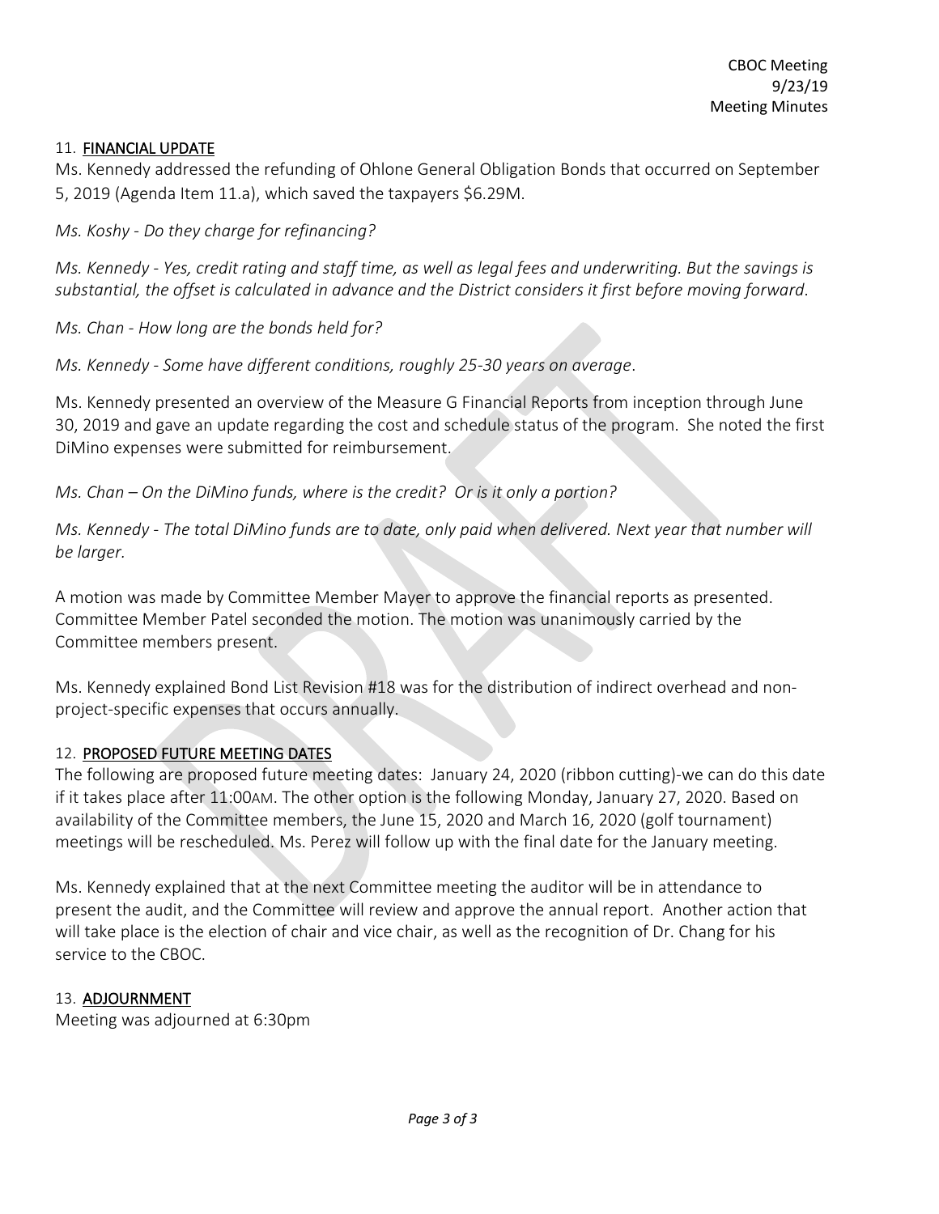11. **FINANCIAL UPDATE**

Ms. Kennedy addressed the refunding of Ohlone General Obligation Bonds that occurred on September 5, 2019 (Agenda Item 11.a), which saved the taxpayers $6.29M.

*Ms. Koshy - Do they charge for refinancing?*

*Ms. Kennedy - Yes, credit rating and staff time, as well as legal fees and underwriting. But the savings is substantial, the offset is calculated in advance and the District considers it first before moving forward.*

*Ms. Chan - How long are the bonds held for?*

*Ms. Kennedy - Some have different conditions, roughly 25-30 years on average.*

Ms. Kennedy presented an overview of the Measure G Financial Reports from inception through June 30, 2019 and gave an update regarding the cost and schedule status of the program. She noted the first DiMino expenses were submitted for reimbursement.

*Ms. Chan – On the DiMino funds, where is the credit? Or is it only a portion?*

*Ms. Kennedy - The total DiMino funds are to date, only paid when delivered. Next year that number will be larger.*

A motion was made by Committee Member Mayer to approve the financial reports as presented. Committee Member Patel seconded the motion. The motion was unanimously carried by the Committee members present.

Ms. Kennedy explained Bond List Revision #18 was for the distribution of indirect overhead and non-project-specific expenses that occurs annually.

12. **PROPOSED FUTURE MEETING DATES**

The following are proposed future meeting dates: January 24, 2020 (ribbon cutting)-we can do this date if it takes place after 11:00AM. The other option is the following Monday, January 27, 2020. Based on availability of the Committee members, the June 15, 2020 and March 16, 2020 (golf tournament) meetings will be rescheduled. Ms. Perez will follow up with the final date for the January meeting.

Ms. Kennedy explained that at the next Committee meeting the auditor will be in attendance to present the audit, and the Committee will review and approve the annual report. Another action that will take place is the election of chair and vice chair, as well as the recognition of Dr. Chang for his service to the CBOC.

13. **ADJOURNMENT**

Meeting was adjourned at 6:30pm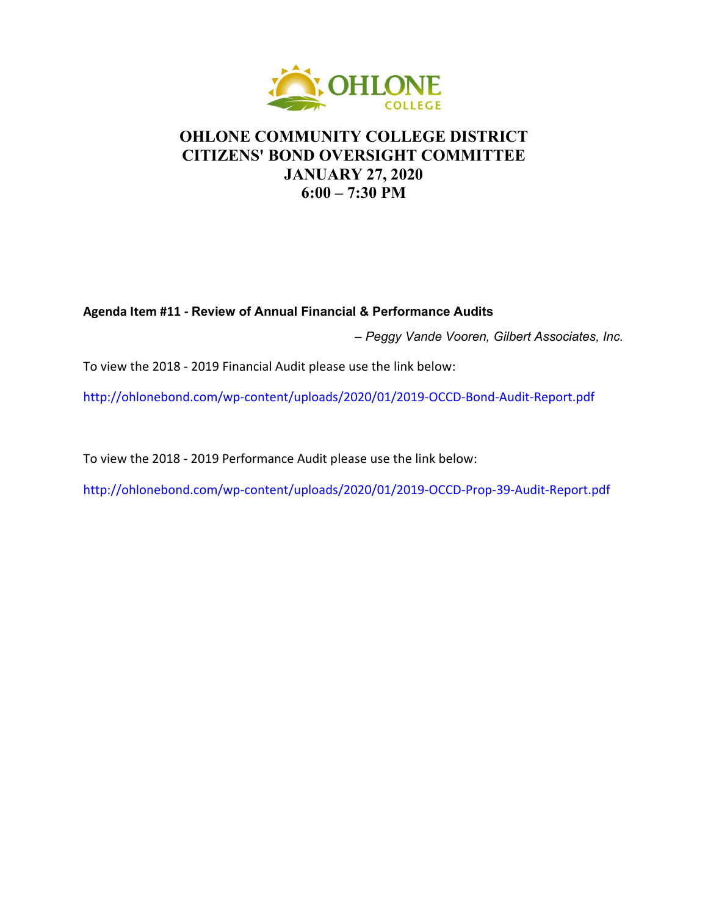# OHLONE COMMUNITY COLLEGE DISTRICT
# CITIZENS' BOND OVERSIGHT COMMITTEE
# JANUARY 27, 2020
# 6:00 – 7:30 PM

**Agenda Item #11 - Review of Annual Financial & Performance Audits**

*– Peggy Vande Vooren, Gilbert Associates, Inc.*

To view the 2018 - 2019 Financial Audit please use the link below:

http://ohlonebond.com/wp-content/uploads/2020/01/2019-OCCD-Bond-Audit-Report.pdf

To view the 2018 - 2019 Performance Audit please use the link below:

http://ohlonebond.com/wp-content/uploads/2020/01/2019-OCCD-Prop-39-Audit-Report.pdf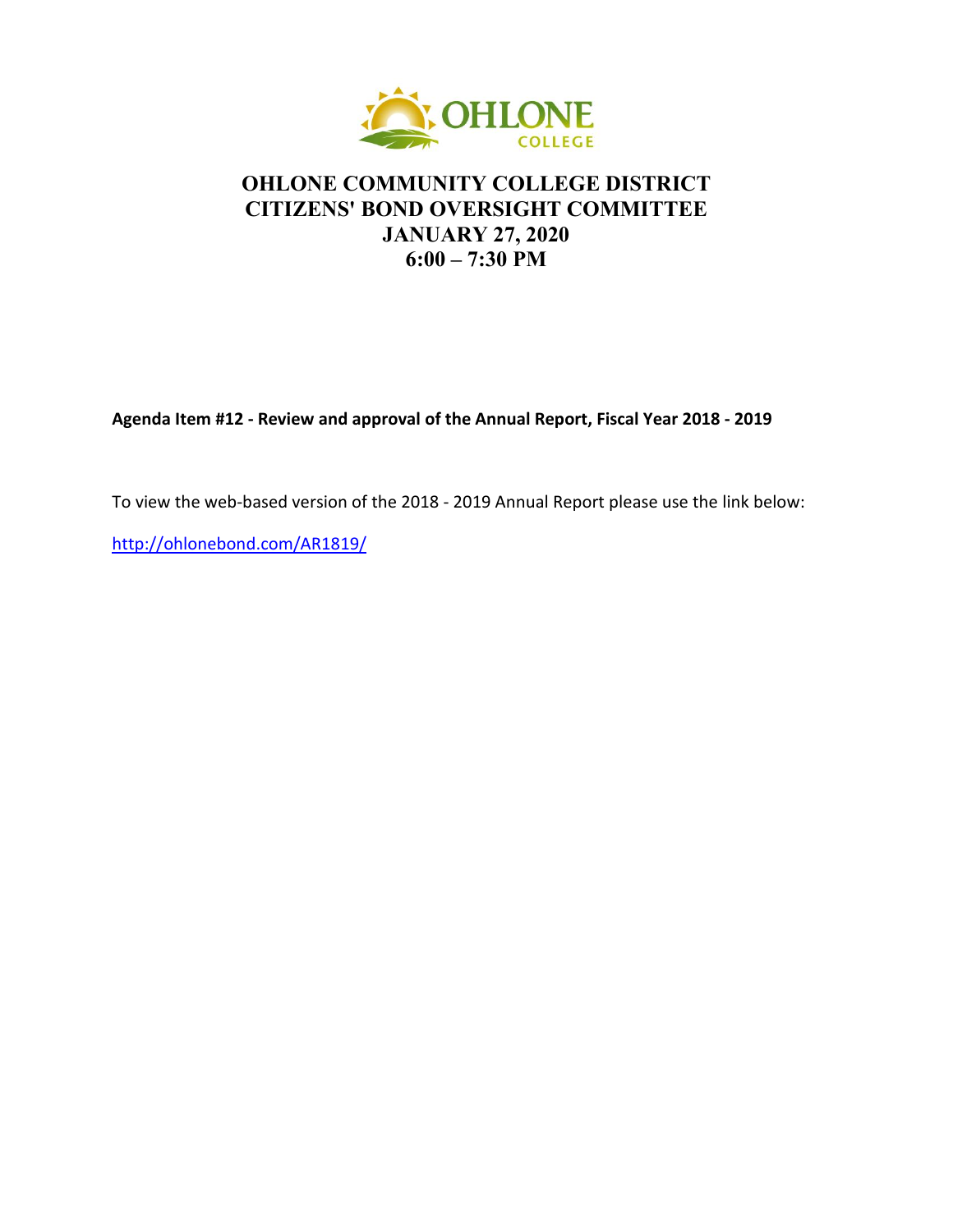# OHLONE COMMUNITY COLLEGE DISTRICT
# CITIZENS' BOND OVERSIGHT COMMITTEE
# JANUARY 27, 2020
# 6:00 – 7:30 PM

**Agenda Item #12 - Review and approval of the Annual Report, Fiscal Year 2018 - 2019**

To view the web-based version of the 2018 - 2019 Annual Report please use the link below:

http://ohlonebond.com/AR1819/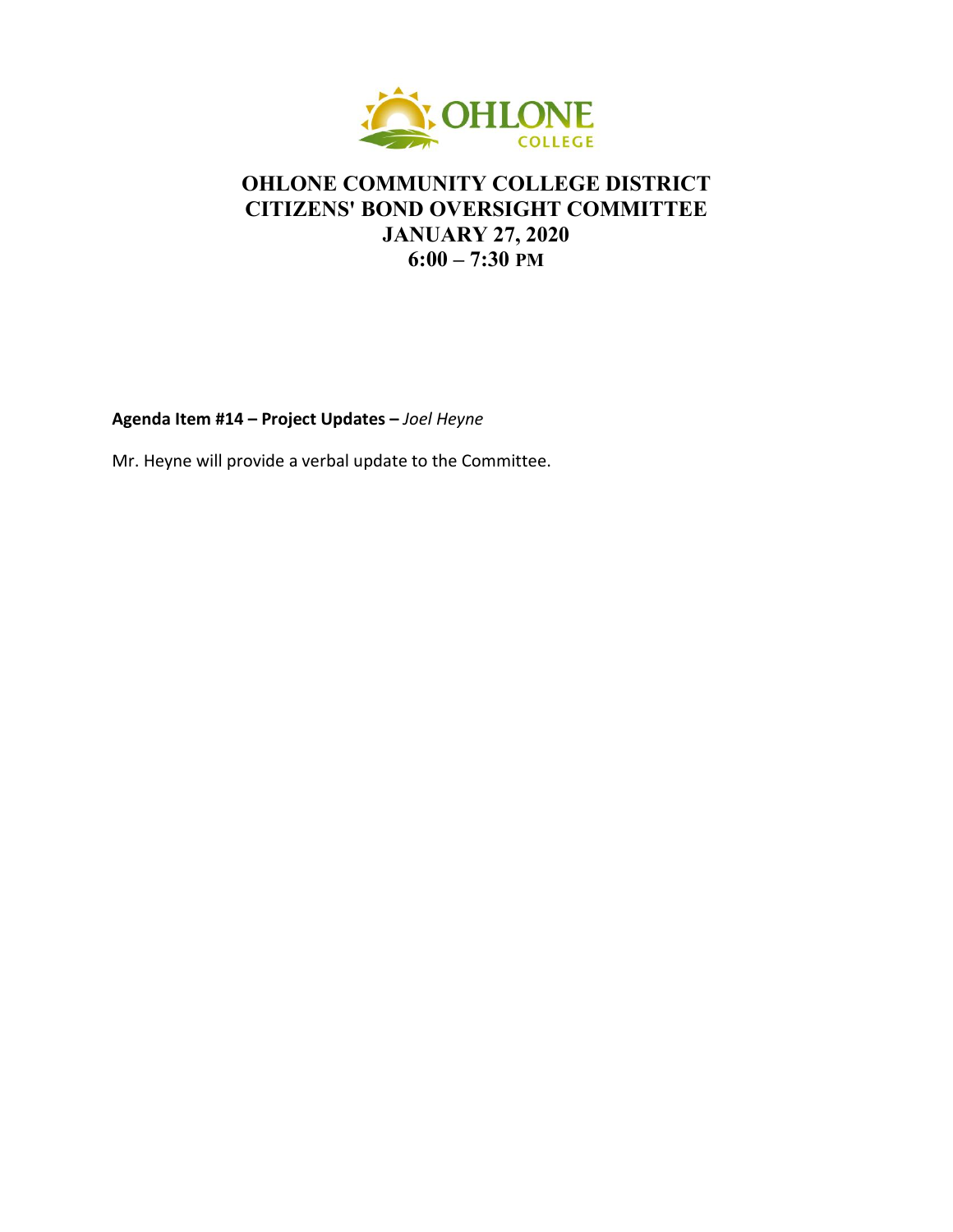# OHLONE COMMUNITY COLLEGE DISTRICT
# CITIZENS' BOND OVERSIGHT COMMITTEE
# JANUARY 27, 2020
# 6:00 – 7:30 PM

**Agenda Item #14 – Project Updates –** *Joel Heyne*

Mr. Heyne will provide a verbal update to the Committee.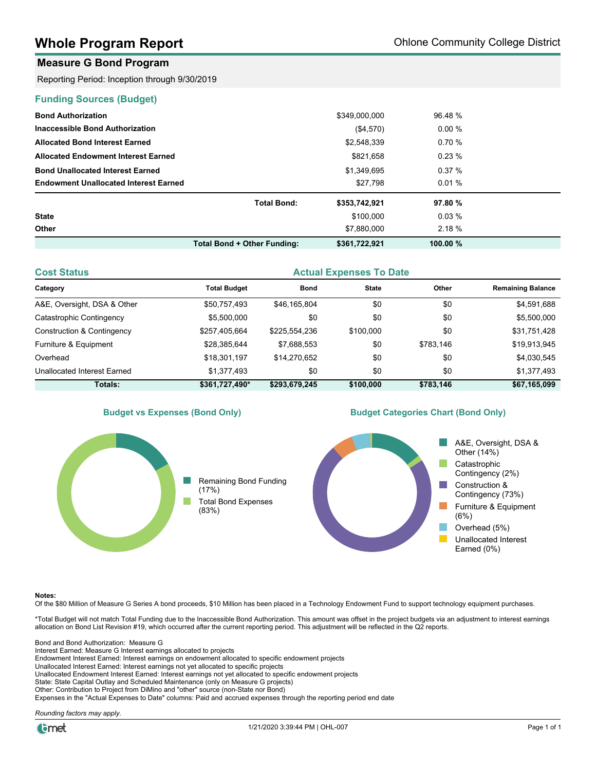# Whole Program Report

Ohlone Community College District

## Measure G Bond Program

Reporting Period: Inception through 9/30/2019

### Funding Sources (Budget)

| | | | |
|---|---|---|---|
| **Bond Authorization** | | $349,000,000 | 96.48 % |
| **Inaccessible Bond Authorization** | | ($4,570) | 0.00 % |
| **Allocated Bond Interest Earned** | | $2,548,339 | 0.70 % |
| **Allocated Endowment Interest Earned** | | $821,658 | 0.23 % |
| **Bond Unallocated Interest Earned** | | $1,349,695 | 0.37 % |
| **Endowment Unallocated Interest Earned** | | $27,798 | 0.01 % |
| | **Total Bond:** | **$353,742,921** | **97.80 %** |
| **State** | | $100,000 | 0.03 % |
| **Other** | | $7,880,000 | 2.18 % |
| | **Total Bond + Other Funding:** | **$361,722,921** | **100.00 %** |

### Cost Status

| Category | Total Budget | Actual Expenses To Date | | | Remaining Balance |
|---|---|---|---|---|---|
| | | Bond | State | Other | |
| A&E, Oversight, DSA & Other | $50,757,493 | $46,165,804 | $0 | $0 | $4,591,688 |
| Catastrophic Contingency | $5,500,000 | $0 | $0 | $0 | $5,500,000 |
| Construction & Contingency | $257,405,664 | $225,554,236 | $100,000 | $0 | $31,751,428 |
| Furniture & Equipment | $28,385,644 | $7,688,553 | $0 | $783,146 | $19,913,945 |
| Overhead | $18,301,197 | $14,270,652 | $0 | $0 | $4,030,545 |
| Unallocated Interest Earned | $1,377,493 | $0 | $0 | $0 | $1,377,493 |
| **Totals:** | **$361,727,490*** | **$293,679,245** | **$100,000** | **$783,146** | **$67,165,099** |

**Budget vs Expenses (Bond Only)**

Remaining Bond Funding (17%)
Total Bond Expenses (83%)

**Budget Categories Chart (Bond Only)**

A&E, Oversight, DSA & Other (14%)
Catastrophic Contingency (2%)
Construction & Contingency (73%)
Furniture & Equipment (6%)
Overhead (5%)
Unallocated Interest Earned (0%)

**Notes:**

Of the $80 Million of Measure G Series A bond proceeds, $10 Million has been placed in a Technology Endowment Fund to support technology equipment purchases.

*Total Budget will not match Total Funding due to the Inaccessible Bond Authorization. This amount was offset in the project budgets via an adjustment to interest earnings allocation on Bond List Revision #19, which occurred after the current reporting period. This adjustment will be reflected in the Q2 reports.

Bond and Bond Authorization: Measure G
Interest Earned: Measure G Interest earnings allocated to projects
Endowment Interest Earned: Interest earnings on endowment allocated to specific endowment projects
Unallocated Interest Earned: Interest earnings not yet allocated to specific projects
Unallocated Endowment Interest Earned: Interest earnings not yet allocated to specific endowment projects
State: State Capital Outlay and Scheduled Maintenance (only on Measure G projects)
Other: Contribution to Project from DiMino and "other" source (non-State nor Bond)
Expenses in the "Actual Expenses to Date" columns: Paid and accrued expenses through the reporting period end date

*Rounding factors may apply.*

1/21/2020 3:39:44 PM | OHL-007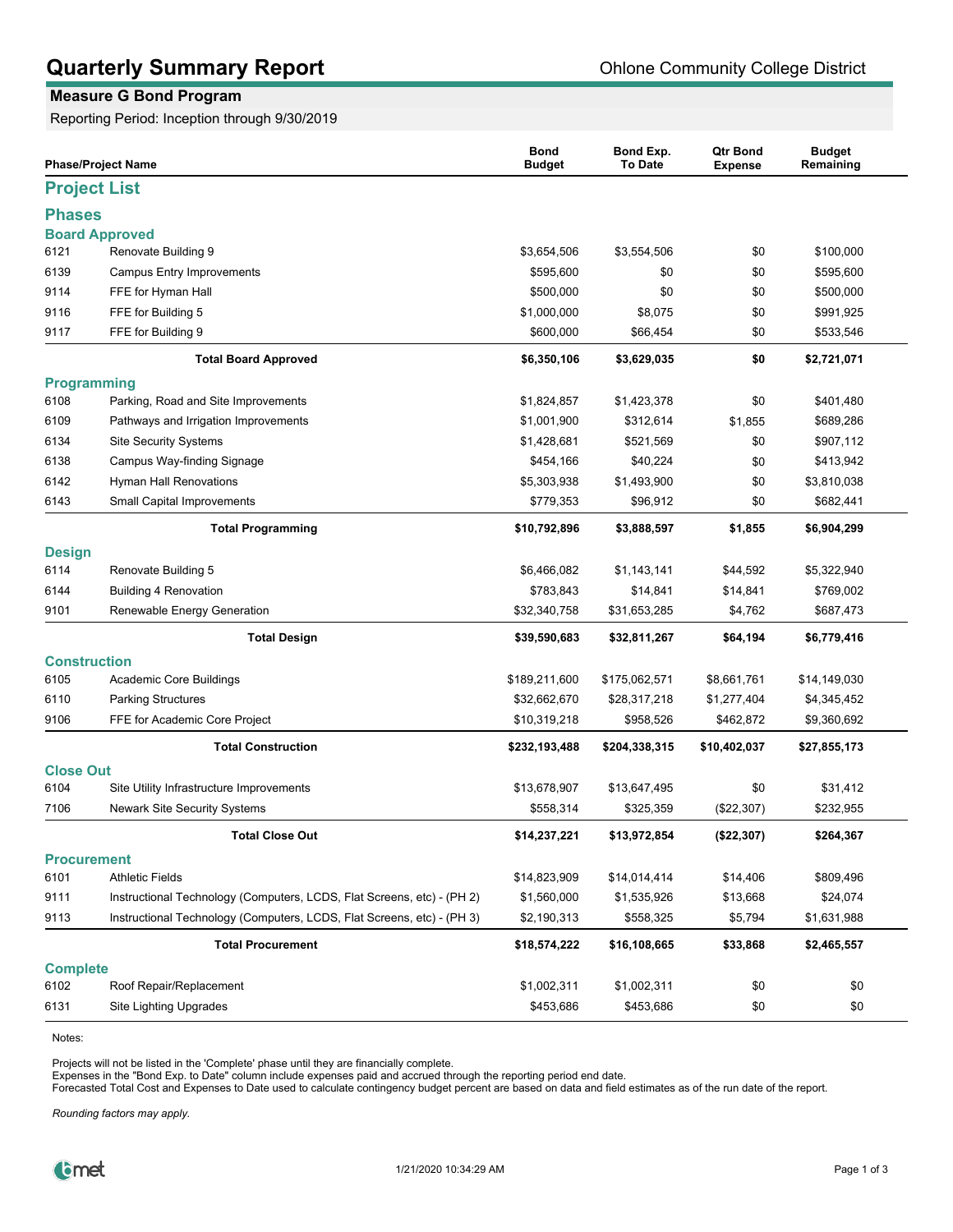# Quarterly Summary Report

Ohlone Community College District

## Measure G Bond Program

Reporting Period: Inception through 9/30/2019

| Phase/Project Name | | Bond Budget | Bond Exp. To Date | Qtr Bond Expense | Budget Remaining |
|---|---|---|---|---|---|
| **Project List** | | | | | |
| **Phases** | | | | | |
| **Board Approved** | | | | | |
| 6121 | Renovate Building 9 | $3,654,506 | $3,554,506 | $0 | $100,000 |
| 6139 | Campus Entry Improvements | $595,600 | $0 | $0 | $595,600 |
| 9114 | FFE for Hyman Hall | $500,000 | $0 | $0 | $500,000 |
| 9116 | FFE for Building 5 | $1,000,000 | $8,075 | $0 | $991,925 |
| 9117 | FFE for Building 9 | $600,000 | $66,454 | $0 | $533,546 |
| | **Total Board Approved** | **$6,350,106** | **$3,629,035** | **$0** | **$2,721,071** |
| **Programming** | | | | | |
| 6108 | Parking, Road and Site Improvements | $1,824,857 | $1,423,378 | $0 | $401,480 |
| 6109 | Pathways and Irrigation Improvements | $1,001,900 | $312,614 | $1,855 | $689,286 |
| 6134 | Site Security Systems | $1,428,681 | $521,569 | $0 | $907,112 |
| 6138 | Campus Way-finding Signage | $454,166 | $40,224 | $0 | $413,942 |
| 6142 | Hyman Hall Renovations | $5,303,938 | $1,493,900 | $0 | $3,810,038 |
| 6143 | Small Capital Improvements | $779,353 | $96,912 | $0 | $682,441 |
| | **Total Programming** | **$10,792,896** | **$3,888,597** | **$1,855** | **$6,904,299** |
| **Design** | | | | | |
| 6114 | Renovate Building 5 | $6,466,082 | $1,143,141 | $44,592 | $5,322,940 |
| 6144 | Building 4 Renovation | $783,843 | $14,841 | $14,841 | $769,002 |
| 9101 | Renewable Energy Generation | $32,340,758 | $31,653,285 | $4,762 | $687,473 |
| | **Total Design** | **$39,590,683** | **$32,811,267** | **$64,194** | **$6,779,416** |
| **Construction** | | | | | |
| 6105 | Academic Core Buildings | $189,211,600 | $175,062,571 | $8,661,761 | $14,149,030 |
| 6110 | Parking Structures | $32,662,670 | $28,317,218 | $1,277,404 | $4,345,452 |
| 9106 | FFE for Academic Core Project | $10,319,218 | $958,526 | $462,872 | $9,360,692 |
| | **Total Construction** | **$232,193,488** | **$204,338,315** | **$10,402,037** | **$27,855,173** |
| **Close Out** | | | | | |
| 6104 | Site Utility Infrastructure Improvements | $13,678,907 | $13,647,495 | $0 | $31,412 |
| 7106 | Newark Site Security Systems | $558,314 | $325,359 | ($22,307) | $232,955 |
| | **Total Close Out** | **$14,237,221** | **$13,972,854** | **($22,307)** | **$264,367** |
| **Procurement** | | | | | |
| 6101 | Athletic Fields | $14,823,909 | $14,014,414 | $14,406 | $809,496 |
| 9111 | Instructional Technology (Computers, LCDS, Flat Screens, etc) - (PH 2) | $1,560,000 | $1,535,926 | $13,668 | $24,074 |
| 9113 | Instructional Technology (Computers, LCDS, Flat Screens, etc) - (PH 3) | $2,190,313 | $558,325 | $5,794 | $1,631,988 |
| | **Total Procurement** | **$18,574,222** | **$16,108,665** | **$33,868** | **$2,465,557** |
| **Complete** | | | | | |
| 6102 | Roof Repair/Replacement | $1,002,311 | $1,002,311 | $0 | $0 |
| 6131 | Site Lighting Upgrades | $453,686 | $453,686 | $0 | $0 |

Notes:

Projects will not be listed in the 'Complete' phase until they are financially complete.
Expenses in the "Bond Exp. to Date" column include expenses paid and accrued through the reporting period end date.
Forecasted Total Cost and Expenses to Date used to calculate contingency budget percent are based on data and field estimates as of the run date of the report.

*Rounding factors may apply.*

1/21/2020 10:34:29 AM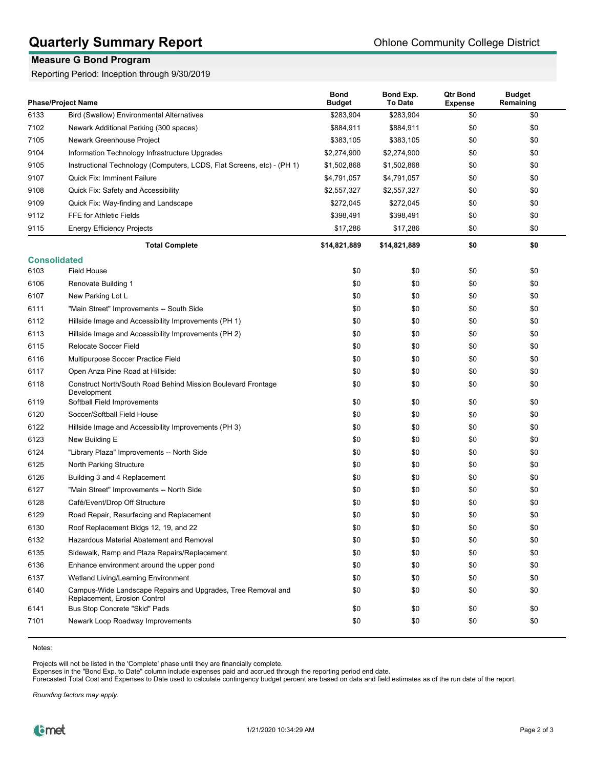# Quarterly Summary Report

Ohlone Community College District

## Measure G Bond Program

Reporting Period: Inception through 9/30/2019

| Phase/Project Name | | Bond Budget | Bond Exp. To Date | Qtr Bond Expense | Budget Remaining |
|---|---|---|---|---|---|
| 6133 | Bird (Swallow) Environmental Alternatives | $283,904 | $283,904 | $0 | $0 |
| 7102 | Newark Additional Parking (300 spaces) | $884,911 | $884,911 | $0 | $0 |
| 7105 | Newark Greenhouse Project | $383,105 | $383,105 | $0 | $0 |
| 9104 | Information Technology Infrastructure Upgrades | $2,274,900 | $2,274,900 | $0 | $0 |
| 9105 | Instructional Technology (Computers, LCDS, Flat Screens, etc) - (PH 1) | $1,502,868 | $1,502,868 | $0 | $0 |
| 9107 | Quick Fix: Imminent Failure | $4,791,057 | $4,791,057 | $0 | $0 |
| 9108 | Quick Fix: Safety and Accessibility | $2,557,327 | $2,557,327 | $0 | $0 |
| 9109 | Quick Fix: Way-finding and Landscape | $272,045 | $272,045 | $0 | $0 |
| 9112 | FFE for Athletic Fields | $398,491 | $398,491 | $0 | $0 |
| 9115 | Energy Efficiency Projects | $17,286 | $17,286 | $0 | $0 |
| | **Total Complete** | **$14,821,889** | **$14,821,889** | **$0** | **$0** |
| **Consolidated** | | | | | |
| 6103 | Field House | $0 | $0 | $0 | $0 |
| 6106 | Renovate Building 1 | $0 | $0 | $0 | $0 |
| 6107 | New Parking Lot L | $0 | $0 | $0 | $0 |
| 6111 | "Main Street" Improvements -- South Side | $0 | $0 | $0 | $0 |
| 6112 | Hillside Image and Accessibility Improvements (PH 1) | $0 | $0 | $0 | $0 |
| 6113 | Hillside Image and Accessibility Improvements (PH 2) | $0 | $0 | $0 | $0 |
| 6115 | Relocate Soccer Field | $0 | $0 | $0 | $0 |
| 6116 | Multipurpose Soccer Practice Field | $0 | $0 | $0 | $0 |
| 6117 | Open Anza Pine Road at Hillside: | $0 | $0 | $0 | $0 |
| 6118 | Construct North/South Road Behind Mission Boulevard Frontage Development | $0 | $0 | $0 | $0 |
| 6119 | Softball Field Improvements | $0 | $0 | $0 | $0 |
| 6120 | Soccer/Softball Field House | $0 | $0 | $0 | $0 |
| 6122 | Hillside Image and Accessibility Improvements (PH 3) | $0 | $0 | $0 | $0 |
| 6123 | New Building E | $0 | $0 | $0 | $0 |
| 6124 | "Library Plaza" Improvements -- North Side | $0 | $0 | $0 | $0 |
| 6125 | North Parking Structure | $0 | $0 | $0 | $0 |
| 6126 | Building 3 and 4 Replacement | $0 | $0 | $0 | $0 |
| 6127 | "Main Street" Improvements -- North Side | $0 | $0 | $0 | $0 |
| 6128 | Café/Event/Drop Off Structure | $0 | $0 | $0 | $0 |
| 6129 | Road Repair, Resurfacing and Replacement | $0 | $0 | $0 | $0 |
| 6130 | Roof Replacement Bldgs 12, 19, and 22 | $0 | $0 | $0 | $0 |
| 6132 | Hazardous Material Abatement and Removal | $0 | $0 | $0 | $0 |
| 6135 | Sidewalk, Ramp and Plaza Repairs/Replacement | $0 | $0 | $0 | $0 |
| 6136 | Enhance environment around the upper pond | $0 | $0 | $0 | $0 |
| 6137 | Wetland Living/Learning Environment | $0 | $0 | $0 | $0 |
| 6140 | Campus-Wide Landscape Repairs and Upgrades, Tree Removal and Replacement, Erosion Control | $0 | $0 | $0 | $0 |
| 6141 | Bus Stop Concrete "Skid" Pads | $0 | $0 | $0 | $0 |
| 7101 | Newark Loop Roadway Improvements | $0 | $0 | $0 | $0 |

Notes:

Projects will not be listed in the 'Complete' phase until they are financially complete.
Expenses in the "Bond Exp. to Date" column include expenses paid and accrued through the reporting period end date.
Forecasted Total Cost and Expenses to Date used to calculate contingency budget percent are based on data and field estimates as of the run date of the report.

*Rounding factors may apply.*

1/21/2020 10:34:29 AM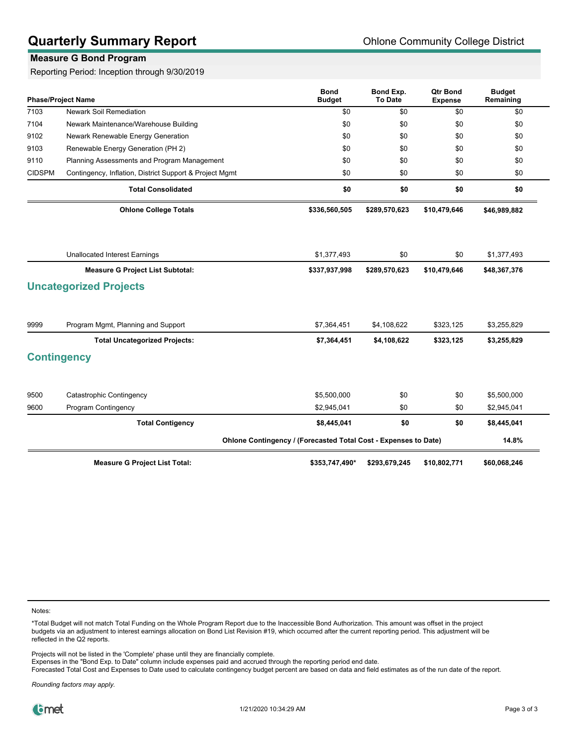# Quarterly Summary Report

Ohlone Community College District

## Measure G Bond Program

Reporting Period: Inception through 9/30/2019

| Phase/Project Name | | Bond Budget | Bond Exp. To Date | Qtr Bond Expense | Budget Remaining |
|---|---|---|---|---|---|
| 7103 | Newark Soil Remediation | $0 | $0 | $0 | $0 |
| 7104 | Newark Maintenance/Warehouse Building | $0 | $0 | $0 | $0 |
| 9102 | Newark Renewable Energy Generation | $0 | $0 | $0 | $0 |
| 9103 | Renewable Energy Generation (PH 2) | $0 | $0 | $0 | $0 |
| 9110 | Planning Assessments and Program Management | $0 | $0 | $0 | $0 |
| CIDSPM | Contingency, Inflation, District Support & Project Mgmt | $0 | $0 | $0 | $0 |
| | **Total Consolidated** | **$0** | **$0** | **$0** | **$0** |
| | **Ohlone College Totals** | **$336,560,505** | **$289,570,623** | **$10,479,646** | **$46,989,882** |
| | Unallocated Interest Earnings | $1,377,493 | $0 | $0 | $1,377,493 |
| | **Measure G Project List Subtotal:** | **$337,937,998** | **$289,570,623** | **$10,479,646** | **$48,367,376** |

### Uncategorized Projects

| Phase/Project Name | | Bond Budget | Bond Exp. To Date | Qtr Bond Expense | Budget Remaining |
|---|---|---|---|---|---|
| 9999 | Program Mgmt, Planning and Support | $7,364,451 | $4,108,622 | $323,125 | $3,255,829 |
| | **Total Uncategorized Projects:** | **$7,364,451** | **$4,108,622** | **$323,125** | **$3,255,829** |

### Contingency

| Phase/Project Name | | Bond Budget | Bond Exp. To Date | Qtr Bond Expense | Budget Remaining |
|---|---|---|---|---|---|
| 9500 | Catastrophic Contingency | $5,500,000 | $0 | $0 | $5,500,000 |
| 9600 | Program Contingency | $2,945,041 | $0 | $0 | $2,945,041 |
| | **Total Contigency** | **$8,445,041** | **$0** | **$0** | **$8,445,041** |
| | **Ohlone Contingency / (Forecasted Total Cost - Expenses to Date)** | | | | **14.8%** |
| | **Measure G Project List Total:** | **$353,747,490*** | **$293,679,245** | **$10,802,771** | **$60,068,246** |

Notes:

*Total Budget will not match Total Funding on the Whole Program Report due to the Inaccessible Bond Authorization. This amount was offset in the project budgets via an adjustment to interest earnings allocation on Bond List Revision #19, which occurred after the current reporting period. This adjustment will be reflected in the Q2 reports.

Projects will not be listed in the 'Complete' phase until they are financially complete.
Expenses in the "Bond Exp. to Date" column include expenses paid and accrued through the reporting period end date.
Forecasted Total Cost and Expenses to Date used to calculate contingency budget percent are based on data and field estimates as of the run date of the report.

*Rounding factors may apply.*

1/21/2020 10:34:29 AM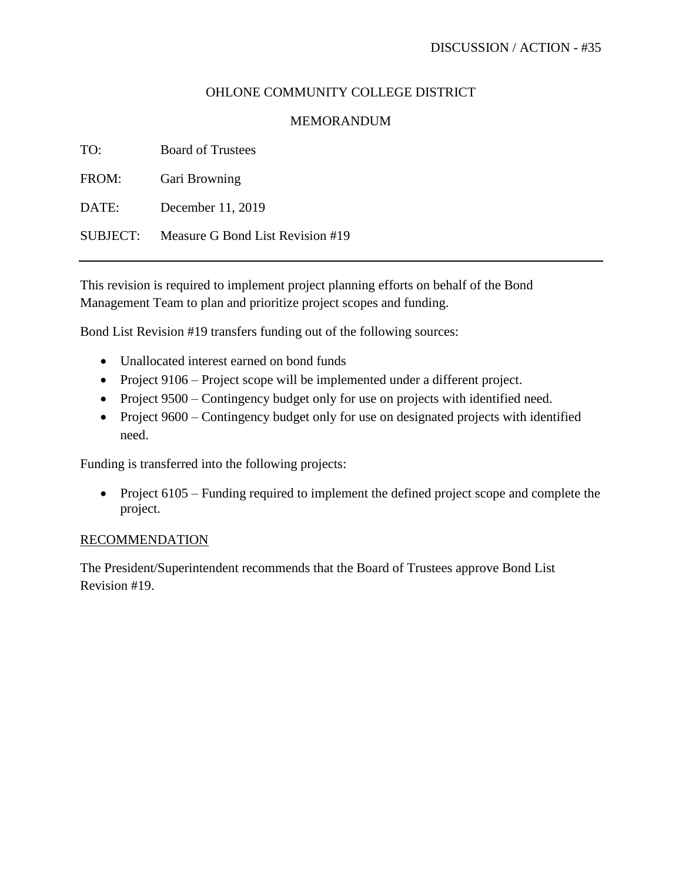DISCUSSION / ACTION - #35

OHLONE COMMUNITY COLLEGE DISTRICT

MEMORANDUM

TO: Board of Trustees

FROM: Gari Browning

DATE: December 11, 2019

SUBJECT: Measure G Bond List Revision #19

---

This revision is required to implement project planning efforts on behalf of the Bond Management Team to plan and prioritize project scopes and funding.

Bond List Revision #19 transfers funding out of the following sources:

- Unallocated interest earned on bond funds
- Project 9106 – Project scope will be implemented under a different project.
- Project 9500 – Contingency budget only for use on projects with identified need.
- Project 9600 – Contingency budget only for use on designated projects with identified need.

Funding is transferred into the following projects:

- Project 6105 – Funding required to implement the defined project scope and complete the project.

RECOMMENDATION

The President/Superintendent recommends that the Board of Trustees approve Bond List Revision #19.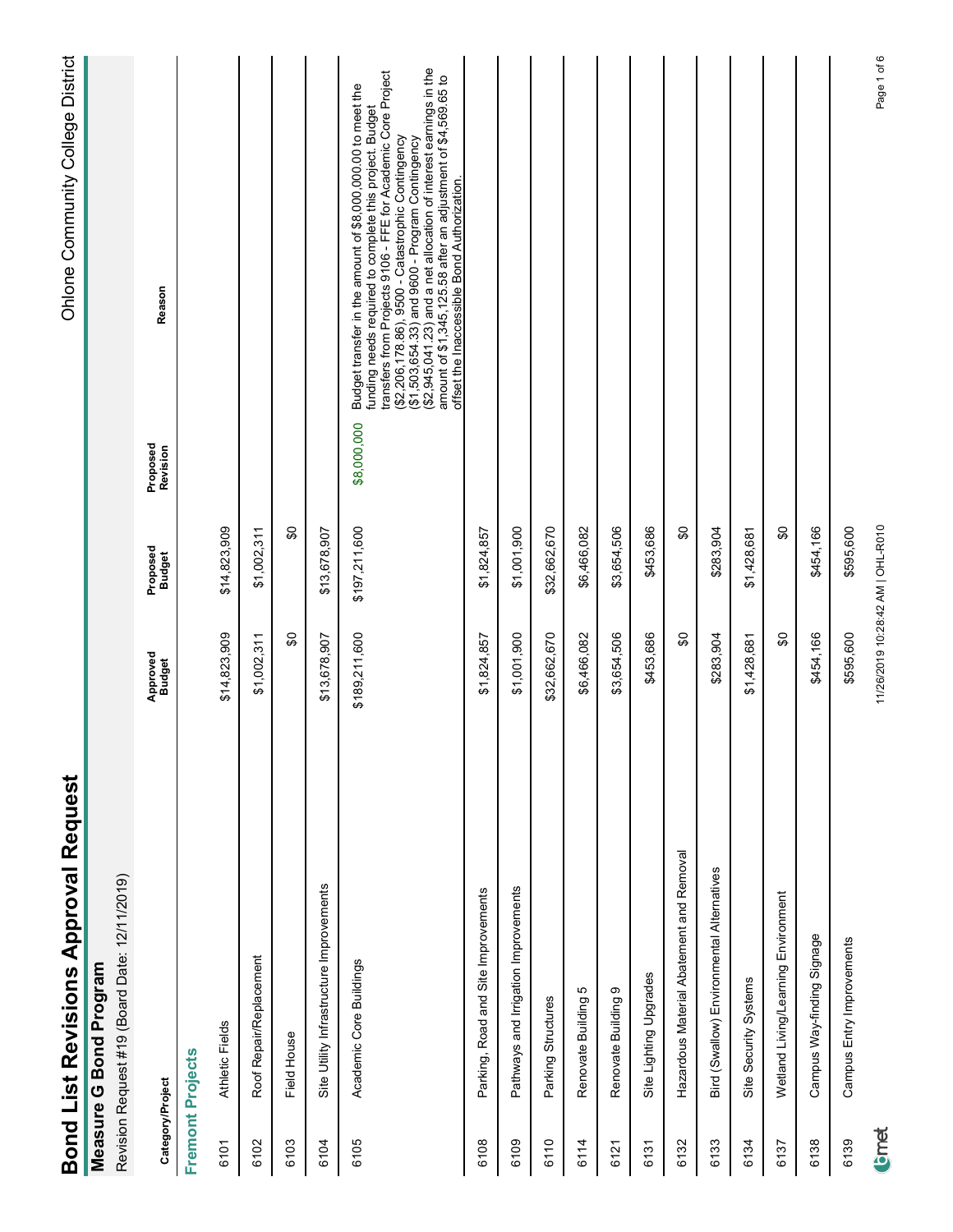# Bond List Revisions Approval Request

Ohlone Community College District

## Measure G Bond Program

Revision Request #19 (Board Date: 12/11/2019)

| Category/Project | | Approved Budget | Proposed Budget | Proposed Revision | Reason |
|---|---|---|---|---|---|
| **Fremont Projects** | | | | | |
| 6101 | Athletic Fields | $14,823,909 | $14,823,909 | | |
| 6102 | Roof Repair/Replacement | $1,002,311 | $1,002,311 | | |
| 6103 | Field House | $0 | $0 | | |
| 6104 | Site Utility Infrastructure Improvements | $13,678,907 | $13,678,907 | | |
| 6105 | Academic Core Buildings | $189,211,600 | $197,211,600 | $8,000,000 | Budget transfer in the amount of $8,000,000.00 to meet the funding needs required to complete this project. Budget transfers from Projects 9106 - FFE for Academic Core Project ($2,206,178.86), 9500 - Catastrophic Contingency ($1,503,654.33) and 9600 - Program Contingency ($2,945,041.23) and a net allocation of interest earnings in the amount of $1,345,125.58 after an adjustment of $4,569.65 to offset the Inaccessible Bond Authorization. |
| 6108 | Parking, Road and Site Improvements | $1,824,857 | $1,824,857 | | |
| 6109 | Pathways and Irrigation Improvements | $1,001,900 | $1,001,900 | | |
| 6110 | Parking Structures | $32,662,670 | $32,662,670 | | |
| 6114 | Renovate Building 5 | $6,466,082 | $6,466,082 | | |
| 6121 | Renovate Building 9 | $3,654,506 | $3,654,506 | | |
| 6131 | Site Lighting Upgrades | $453,686 | $453,686 | | |
| 6132 | Hazardous Material Abatement and Removal | $0 | $0 | | |
| 6133 | Bird (Swallow) Environmental Alternatives | $283,904 | $283,904 | | |
| 6134 | Site Security Systems | $1,428,681 | $1,428,681 | | |
| 6137 | Wetland Living/Learning Environment | $0 | $0 | | |
| 6138 | Campus Way-finding Signage | $454,166 | $454,166 | | |
| 6139 | Campus Entry Improvements | $595,600 | $595,600 | | |

11/26/2019 10:28:42 AM | OHL-R010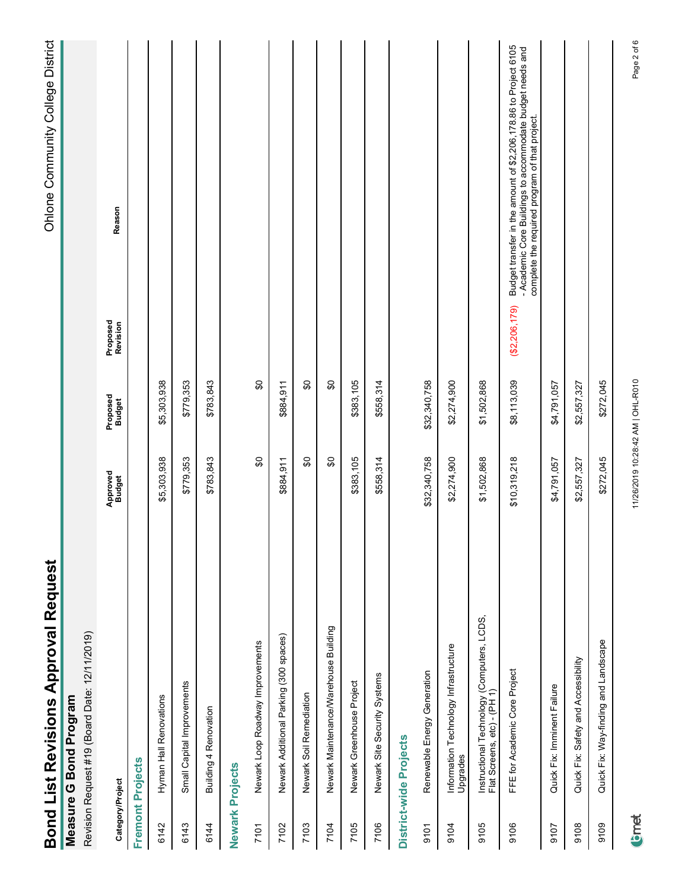# Bond List Revisions Approval Request

Ohlone Community College District

## Measure G Bond Program

Revision Request #19 (Board Date: 12/11/2019)

| Category/Project | | Approved Budget | Proposed Budget | Proposed Revision | Reason |
|---|---|---|---|---|---|
| **Fremont Projects** | | | | | |
| 6142 | Hyman Hall Renovations | $5,303,938 | $5,303,938 | | |
| 6143 | Small Capital Improvements | $779,353 | $779,353 | | |
| 6144 | Building 4 Renovation | $783,843 | $783,843 | | |
| **Newark Projects** | | | | | |
| 7101 | Newark Loop Roadway Improvements | $0 | $0 | | |
| 7102 | Newark Additional Parking (300 spaces) | $884,911 | $884,911 | | |
| 7103 | Newark Soil Remediation | $0 | $0 | | |
| 7104 | Newark Maintenance/Warehouse Building | $0 | $0 | | |
| 7105 | Newark Greenhouse Project | $383,105 | $383,105 | | |
| 7106 | Newark Site Security Systems | $558,314 | $558,314 | | |
| **District-wide Projects** | | | | | |
| 9101 | Renewable Energy Generation | $32,340,758 | $32,340,758 | | |
| 9104 | Information Technology Infrastructure Upgrades | $2,274,900 | $2,274,900 | | |
| 9105 | Instructional Technology (Computers, LCDS, Flat Screens, etc) - (PH 1) | $1,502,868 | $1,502,868 | | |
| 9106 | FFE for Academic Core Project | $10,319,218 | $8,113,039 | ($2,206,179) | Budget transfer in the amount of $2,206,178.86 to Project 6105 - Academic Core Buildings to accommodate budget needs and complete the required program of that project. |
| 9107 | Quick Fix: Imminent Failure | $4,791,057 | $4,791,057 | | |
| 9108 | Quick Fix: Safety and Accessibility | $2,557,327 | $2,557,327 | | |
| 9109 | Quick Fix: Way-finding and Landscape | $272,045 | $272,045 | | |

11/26/2019 10:28:42 AM | OHL-R010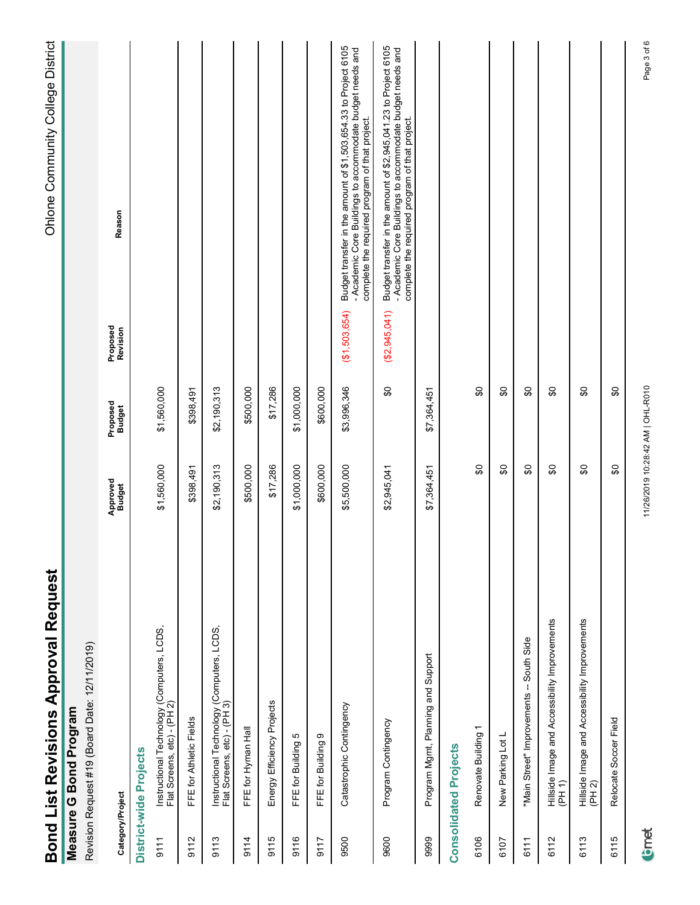# Bond List Revisions Approval Request

Ohlone Community College District

## Measure G Bond Program

Revision Request #19 (Board Date: 12/11/2019)

| Category/Project | | Approved Budget | Proposed Budget | Proposed Revision | Reason |
|---|---|---|---|---|---|
| **District-wide Projects** | | | | | |
| 9111 | Instructional Technology (Computers, LCDS, Flat Screens, etc) - (PH 2) | $1,560,000 | $1,560,000 | | |
| 9112 | FFE for Athletic Fields | $398,491 | $398,491 | | |
| 9113 | Instructional Technology (Computers, LCDS, Flat Screens, etc) - (PH 3) | $2,190,313 | $2,190,313 | | |
| 9114 | FFE for Hyman Hall | $500,000 | $500,000 | | |
| 9115 | Energy Efficiency Projects | $17,286 | $17,286 | | |
| 9116 | FFE for Building 5 | $1,000,000 | $1,000,000 | | |
| 9117 | FFE for Building 9 | $600,000 | $600,000 | | |
| 9500 | Catastrophic Contingency | $5,500,000 | $3,996,346 | ($1,503,654) | Budget transfer in the amount of $1,503,654.33 to Project 6105 - Academic Core Buildings to accommodate budget needs and complete the required program of that project. |
| 9600 | Program Contingency | $2,945,041 | $0 | ($2,945,041) | Budget transfer in the amount of $2,945,041.23 to Project 6105 - Academic Core Buildings to accommodate budget needs and complete the required program of that project. |
| 9999 | Program Mgmt, Planning and Support | $7,364,451 | $7,364,451 | | |
| **Consolidated Projects** | | | | | |
| 6106 | Renovate Building 1 | $0 | $0 | | |
| 6107 | New Parking Lot L | $0 | $0 | | |
| 6111 | "Main Street" Improvements -- South Side | $0 | $0 | | |
| 6112 | Hillside Image and Accessibility Improvements (PH 1) | $0 | $0 | | |
| 6113 | Hillside Image and Accessibility Improvements (PH 2) | $0 | $0 | | |
| 6115 | Relocate Soccer Field | $0 | $0 | | |

11/26/2019 10:28:42 AM | OHL-R010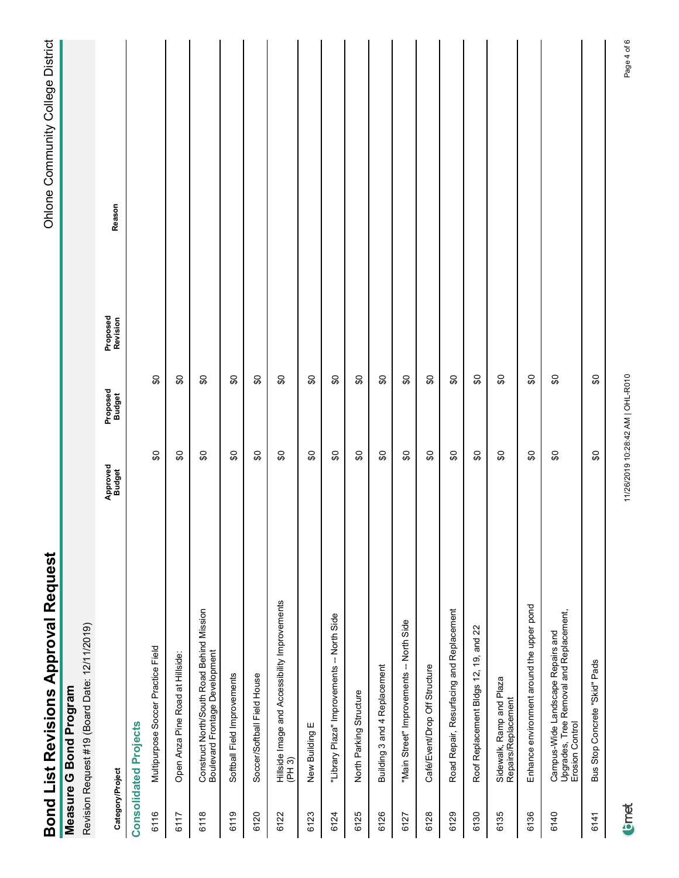# Bond List Revisions Approval Request

## Measure G Bond Program

Revision Request #19 (Board Date: 12/11/2019)

Ohlone Community College District

| Category/Project | | Approved Budget | Proposed Budget | Proposed Revision | Reason |
|---|---|---|---|---|---|
| **Consolidated Projects** | | | | | |
| 6116 | Multipurpose Soccer Practice Field | $0 | $0 | | |
| 6117 | Open Anza Pine Road at Hillside: | $0 | $0 | | |
| 6118 | Construct North/South Road Behind Mission Boulevard Frontage Development | $0 | $0 | | |
| 6119 | Softball Field Improvements | $0 | $0 | | |
| 6120 | Soccer/Softball Field House | $0 | $0 | | |
| 6122 | Hillside Image and Accessibility Improvements (PH 3) | $0 | $0 | | |
| 6123 | New Building E | $0 | $0 | | |
| 6124 | "Library Plaza" Improvements -- North Side | $0 | $0 | | |
| 6125 | North Parking Structure | $0 | $0 | | |
| 6126 | Building 3 and 4 Replacement | $0 | $0 | | |
| 6127 | "Main Street" Improvements -- North Side | $0 | $0 | | |
| 6128 | Café/Event/Drop Off Structure | $0 | $0 | | |
| 6129 | Road Repair, Resurfacing and Replacement | $0 | $0 | | |
| 6130 | Roof Replacement Bldgs 12, 19, and 22 | $0 | $0 | | |
| 6135 | Sidewalk, Ramp and Plaza Repairs/Replacement | $0 | $0 | | |
| 6136 | Enhance environment around the upper pond | $0 | $0 | | |
| 6140 | Campus-Wide Landscape Repairs and Upgrades, Tree Removal and Replacement, Erosion Control | $0 | $0 | | |
| 6141 | Bus Stop Concrete "Skid" Pads | $0 | $0 | | |

11/26/2019 10:28:42 AM | OHL-R010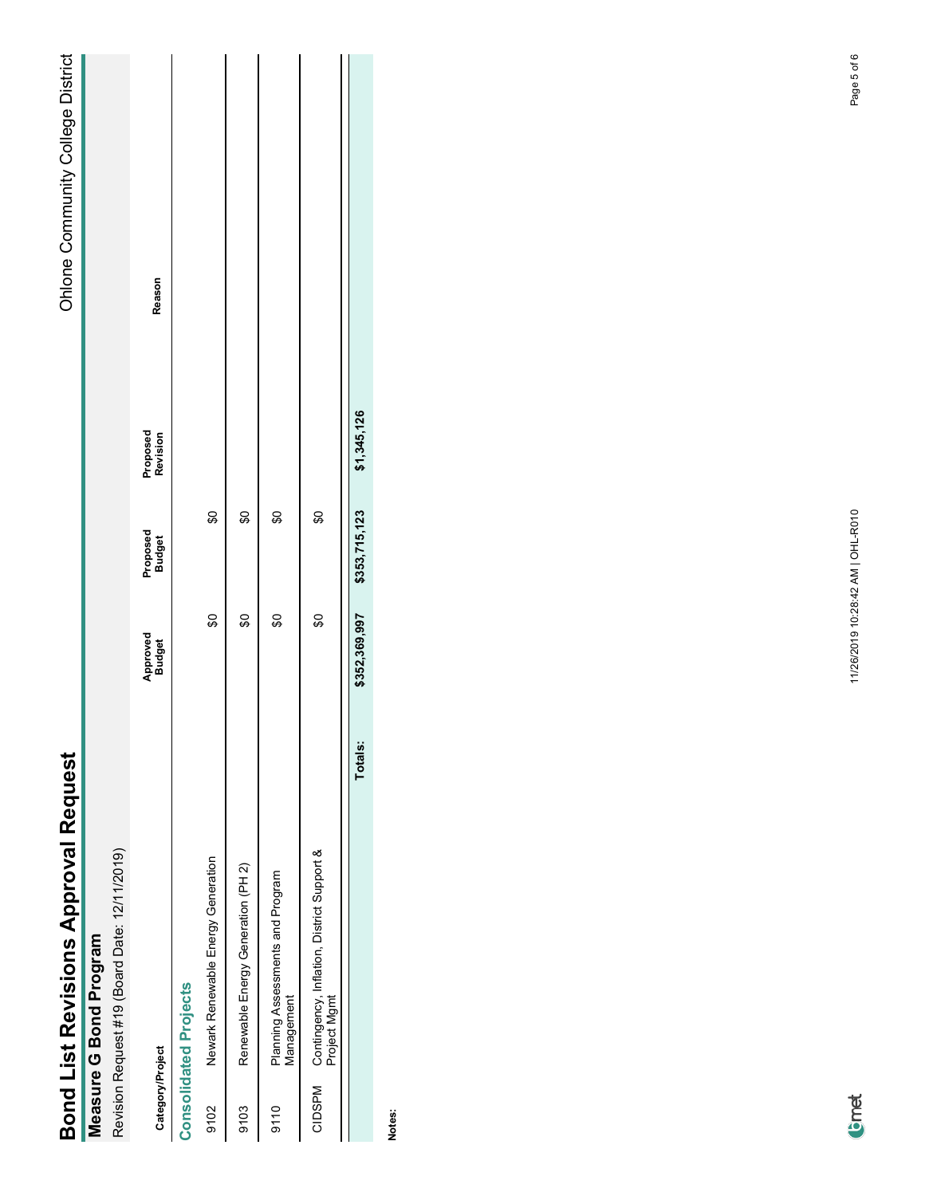# Bond List Revisions Approval Request

Ohlone Community College District

## Measure G Bond Program

Revision Request #19 (Board Date: 12/11/2019)

| Category/Project | | Approved Budget | Proposed Budget | Proposed Revision | Reason |
|---|---|---|---|---|---|
| **Consolidated Projects** | | | | | |
| 9102 | Newark Renewable Energy Generation | $0 | $0 | | |
| 9103 | Renewable Energy Generation (PH 2) | $0 | $0 | | |
| 9110 | Planning Assessments and Program Management | $0 | $0 | | |
| CIDSPM | Contingency, Inflation, District Support & Project Mgmt | $0 | $0 | | |
| | **Totals:** | **$352,369,997** | **$353,715,123** | **$1,345,126** | |

**Notes:**

11/26/2019 10:28:42 AM | OHL-R010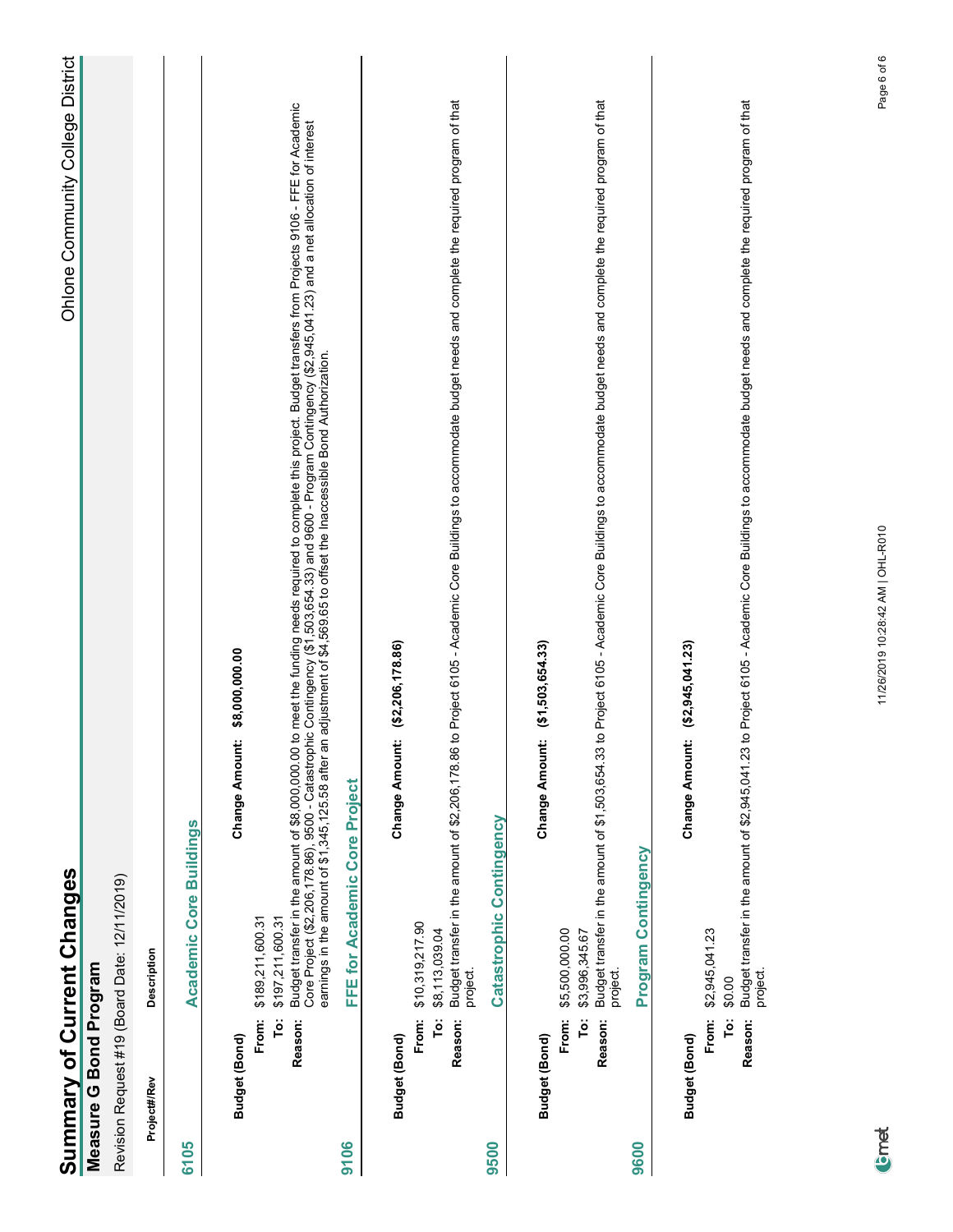# Summary of Current Changes

## Measure G Bond Program

Revision Request #19 (Board Date: 12/11/2019)

**Project#/Rev** **Description**

### 6105 Academic Core Buildings

**Budget (Bond)** **Change Amount: $8,000,000.00**

**From:** $189,211,600.31

**To:** $197,211,600.31

**Reason:** Budget transfer in the amount of $8,000,000.00 to meet the funding needs required to complete this project. Budget transfers from Projects 9106 - FFE for Academic Core Project ($2,206,178.86), 9500 - Catastrophic Contingency ($1,503,654.33) and 9600 - Program Contingency ($2,945,041.23) and a net allocation of interest earnings in the amount of $1,345,125.58 after an adjustment of $4,569.65 to offset the Inaccessible Bond Authorization.

### 9106 FFE for Academic Core Project

**Budget (Bond)** **Change Amount: ($2,206,178.86)**

**From:** $10,319,217.90

**To:** $8,113,039.04

**Reason:** Budget transfer in the amount of $2,206,178.86 to Project 6105 - Academic Core Buildings to accommodate budget needs and complete the required program of that project.

### 9500 Catastrophic Contingency

**Budget (Bond)** **Change Amount: ($1,503,654.33)**

**From:** $5,500,000.00

**To:** $3,996,345.67

**Reason:** Budget transfer in the amount of $1,503,654.33 to Project 6105 - Academic Core Buildings to accommodate budget needs and complete the required program of that project.

### 9600 Program Contingency

**Budget (Bond)** **Change Amount: ($2,945,041.23)**

**From:** $2,945,041.23

**To:** $0.00

**Reason:** Budget transfer in the amount of $2,945,041.23 to Project 6105 - Academic Core Buildings to accommodate budget needs and complete the required program of that project.